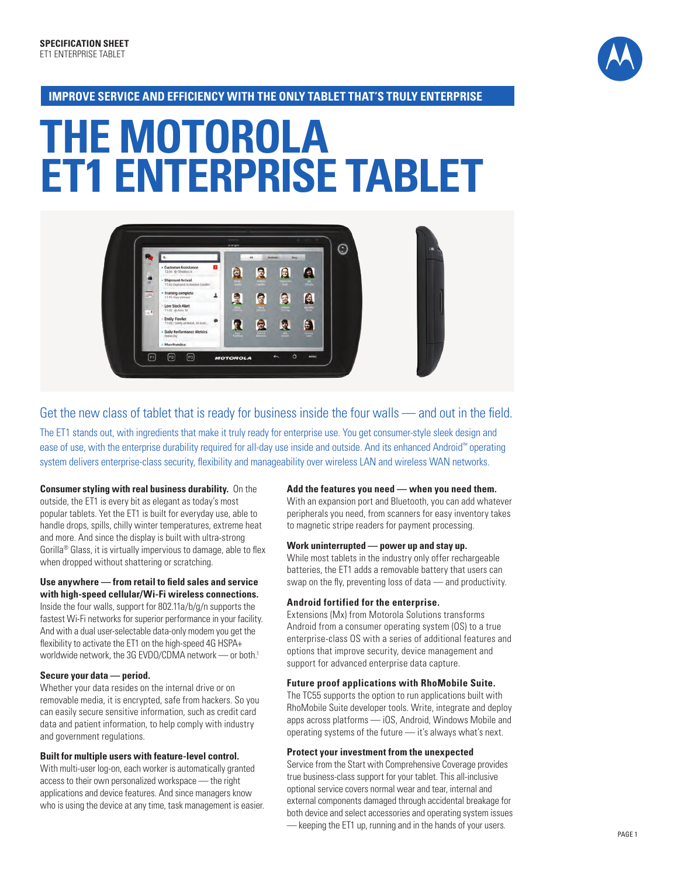**SPECIFICATION SHEET**
ET1 ENTERPRISE TABLET

**IMPROVE SERVICE AND EFFICIENCY WITH THE ONLY TABLET THAT'S TRULY ENTERPRISE**

# THE MOTOROLA ET1 ENTERPRISE TABLET

## Get the new class of tablet that is ready for business inside the four walls — and out in the field.

The ET1 stands out, with ingredients that make it truly ready for enterprise use. You get consumer-style sleek design and ease of use, with the enterprise durability required for all-day use inside and outside. And its enhanced Android™ operating system delivers enterprise-class security, flexibility and manageability over wireless LAN and wireless WAN networks.

**Consumer styling with real business durability.** On the outside, the ET1 is every bit as elegant as today's most popular tablets. Yet the ET1 is built for everyday use, able to handle drops, spills, chilly winter temperatures, extreme heat and more. And since the display is built with ultra-strong Gorilla® Glass, it is virtually impervious to damage, able to flex when dropped without shattering or scratching.

**Use anywhere — from retail to field sales and service with high-speed cellular/Wi-Fi wireless connections.**
Inside the four walls, support for 802.11a/b/g/n supports the fastest Wi-Fi networks for superior performance in your facility. And with a dual user-selectable data-only modem you get the flexibility to activate the ET1 on the high-speed 4G HSPA+ worldwide network, the 3G EVDO/CDMA network — or both.[1]

**Secure your data — period.**
Whether your data resides on the internal drive or on removable media, it is encrypted, safe from hackers. So you can easily secure sensitive information, such as credit card data and patient information, to help comply with industry and government regulations.

**Built for multiple users with feature-level control.**
With multi-user log-on, each worker is automatically granted access to their own personalized workspace — the right applications and device features. And since managers know who is using the device at any time, task management is easier.

**Add the features you need — when you need them.**
With an expansion port and Bluetooth, you can add whatever peripherals you need, from scanners for easy inventory takes to magnetic stripe readers for payment processing.

**Work uninterrupted — power up and stay up.**
While most tablets in the industry only offer rechargeable batteries, the ET1 adds a removable battery that users can swap on the fly, preventing loss of data — and productivity.

**Android fortified for the enterprise.**
Extensions (Mx) from Motorola Solutions transforms Android from a consumer operating system (OS) to a true enterprise-class OS with a series of additional features and options that improve security, device management and support for advanced enterprise data capture.

**Future proof applications with RhoMobile Suite.**
The TC55 supports the option to run applications built with RhoMobile Suite developer tools. Write, integrate and deploy apps across platforms — iOS, Android, Windows Mobile and operating systems of the future — it's always what's next.

**Protect your investment from the unexpected**
Service from the Start with Comprehensive Coverage provides true business-class support for your tablet. This all-inclusive optional service covers normal wear and tear, internal and external components damaged through accidental breakage for both device and select accessories and operating system issues — keeping the ET1 up, running and in the hands of your users.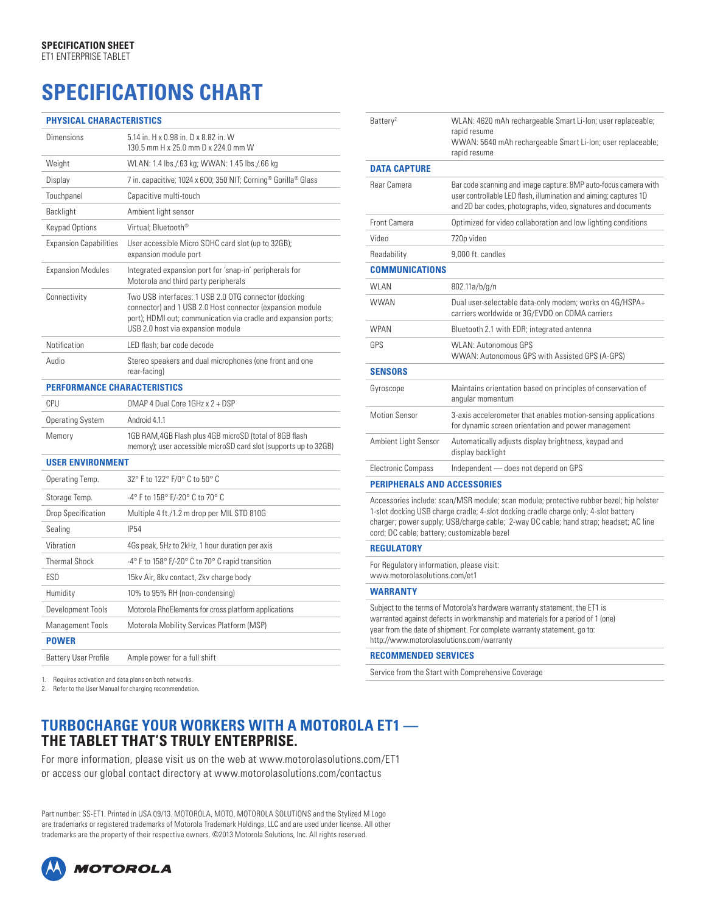SPECIFICATION SHEET
ET1 ENTERPRISE TABLET

# SPECIFICATIONS CHART

| PHYSICAL CHARACTERISTICS | |
|---|---|
| Dimensions | 5.14 in. H x 0.98 in. D x 8.82 in. W<br>130.5 mm H x 25.0 mm D x 224.0 mm W |
| Weight | WLAN: 1.4 lbs./.63 kg; WWAN: 1.45 lbs./.66 kg |
| Display | 7 in. capacitive; 1024 x 600; 350 NIT; Corning® Gorilla® Glass |
| Touchpanel | Capacitive multi-touch |
| Backlight | Ambient light sensor |
| Keypad Options | Virtual; Bluetooth® |
| Expansion Capabilities | User accessible Micro SDHC card slot (up to 32GB); expansion module port |
| Expansion Modules | Integrated expansion port for 'snap-in' peripherals for Motorola and third party peripherals |
| Connectivity | Two USB interfaces: 1 USB 2.0 OTG connector (docking connector) and 1 USB 2.0 Host connector (expansion module port); HDMI out; communication via cradle and expansion ports; USB 2.0 host via expansion module |
| Notification | LED flash; bar code decode |
| Audio | Stereo speakers and dual microphones (one front and one rear-facing) |
| **PERFORMANCE CHARACTERISTICS** | |
| CPU | OMAP 4 Dual Core 1GHz x 2 + DSP |
| Operating System | Android 4.1.1 |
| Memory | 1GB RAM,4GB Flash plus 4GB microSD (total of 8GB flash memory); user accessible microSD card slot (supports up to 32GB) |
| **USER ENVIRONMENT** | |
| Operating Temp. | 32° F to 122° F/0° C to 50° C |
| Storage Temp. | -4° F to 158° F/-20° C to 70° C |
| Drop Specification | Multiple 4 ft./1.2 m drop per MIL STD 810G |
| Sealing | IP54 |
| Vibration | 4Gs peak, 5Hz to 2kHz, 1 hour duration per axis |
| Thermal Shock | -4° F to 158° F/-20° C to 70° C rapid transition |
| ESD | 15kv Air, 8kv contact, 2kv charge body |
| Humidity | 10% to 95% RH (non-condensing) |
| Development Tools | Motorola RhoElements for cross platform applications |
| Management Tools | Motorola Mobility Services Platform (MSP) |
| **POWER** | |
| Battery User Profile | Ample power for a full shift |
| Battery[2] | WLAN: 4620 mAh rechargeable Smart Li-Ion; user replaceable; rapid resume<br>WWAN: 5640 mAh rechargeable Smart Li-Ion; user replaceable; rapid resume |
| **DATA CAPTURE** | |
| Rear Camera | Bar code scanning and image capture: 8MP auto-focus camera with user controllable LED flash, illumination and aiming; captures 1D and 2D bar codes, photographs, video, signatures and documents |
| Front Camera | Optimized for video collaboration and low lighting conditions |
| Video | 720p video |
| Readability | 9,000 ft. candles |
| **COMMUNICATIONS** | |
| WLAN | 802.11a/b/g/n |
| WWAN | Dual user-selectable data-only modem; works on 4G/HSPA+ carriers worldwide or 3G/EVDO on CDMA carriers |
| WPAN | Bluetooth 2.1 with EDR; integrated antenna |
| GPS | WLAN: Autonomous GPS<br>WWAN: Autonomous GPS with Assisted GPS (A-GPS) |
| **SENSORS** | |
| Gyroscope | Maintains orientation based on principles of conservation of angular momentum |
| Motion Sensor | 3-axis accelerometer that enables motion-sensing applications for dynamic screen orientation and power management |
| Ambient Light Sensor | Automatically adjusts display brightness, keypad and display backlight |
| Electronic Compass | Independent — does not depend on GPS |

1. Requires activation and data plans on both networks.
2. Refer to the User Manual for charging recommendation.

**PERIPHERALS AND ACCESSORIES**

Accessories include: scan/MSR module; scan module; protective rubber bezel; hip holster 1-slot docking USB charge cradle; 4-slot docking cradle charge only; 4-slot battery charger; power supply; USB/charge cable; 2-way DC cable; hand strap; headset; AC line cord; DC cable; battery; customizable bezel

**REGULATORY**

For Regulatory information, please visit: www.motorolasolutions.com/et1

**WARRANTY**

Subject to the terms of Motorola's hardware warranty statement, the ET1 is warranted against defects in workmanship and materials for a period of 1 (one) year from the date of shipment. For complete warranty statement, go to: http://www.motorolasolutions.com/warranty

**RECOMMENDED SERVICES**

Service from the Start with Comprehensive Coverage

## TURBOCHARGE YOUR WORKERS WITH A MOTOROLA ET1 — THE TABLET THAT'S TRULY ENTERPRISE.

For more information, please visit us on the web at www.motorolasolutions.com/ET1 or access our global contact directory at www.motorolasolutions.com/contactus

Part number: SS-ET1. Printed in USA 09/13. MOTOROLA, MOTO, MOTOROLA SOLUTIONS and the Stylized M Logo are trademarks or registered trademarks of Motorola Trademark Holdings, LLC and are used under license. All other trademarks are the property of their respective owners. ©2013 Motorola Solutions, Inc. All rights reserved.

MOTOROLA